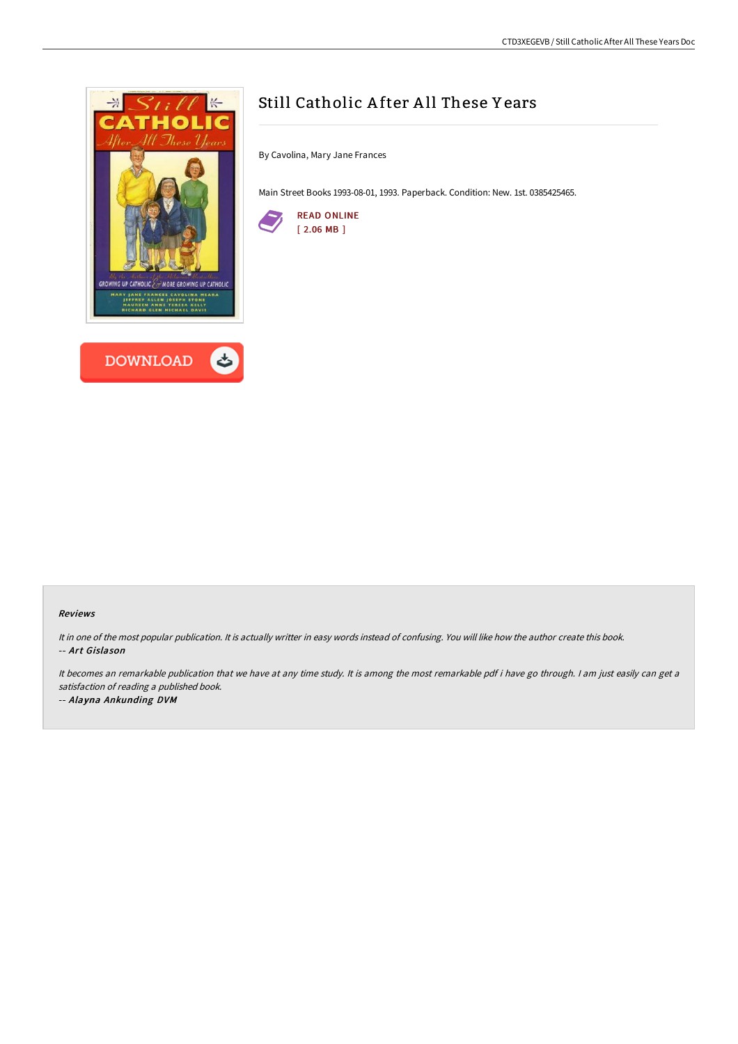# Still Catholic After All These Years

By Cavolina, Mary Jane Frances

Main Street Books 1993-08-01, 1993. Paperback. Condition: New. 1st. 0385425465.

READ ONLINE
[ 2.06 MB ]

DOWNLOAD

### Reviews

*It in one of the most popular publication. It is actually writter in easy words instead of confusing. You will like how the author create this book.*
*-- **Art Gislason***

*It becomes an remarkable publication that we have at any time study. It is among the most remarkable pdf i have go through. I am just easily can get a satisfaction of reading a published book.*
*-- **Alayna Ankunding DVM***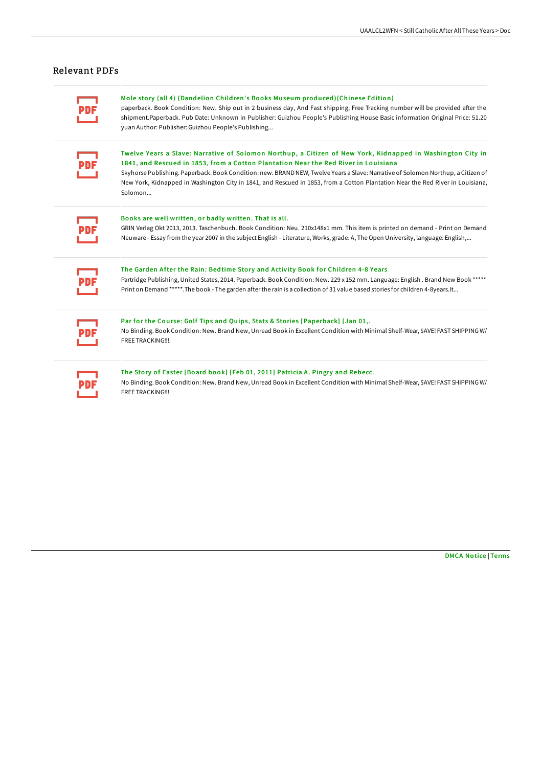## Relevant PDFs

### Mole story (all 4) (Dandelion Children's Books Museum produced)(Chinese Edition)

paperback. Book Condition: New. Ship out in 2 business day, And Fast shipping, Free Tracking number will be provided after the shipment.Paperback. Pub Date: Unknown in Publisher: Guizhou People's Publishing House Basic information Original Price: 51.20 yuan Author: Publisher: Guizhou People's Publishing...

### Twelve Years a Slave: Narrative of Solomon Northup, a Citizen of New York, Kidnapped in Washington City in 1841, and Rescued in 1853, from a Cotton Plantation Near the Red River in Louisiana

Skyhorse Publishing. Paperback. Book Condition: new. BRAND NEW, Twelve Years a Slave: Narrative of Solomon Northup, a Citizen of New York, Kidnapped in Washington City in 1841, and Rescued in 1853, from a Cotton Plantation Near the Red River in Louisiana, Solomon...

### Books are well written, or badly written. That is all.

GRIN Verlag Okt 2013, 2013. Taschenbuch. Book Condition: Neu. 210x148x1 mm. This item is printed on demand - Print on Demand Neuware - Essay from the year 2007 in the subject English - Literature, Works, grade: A, The Open University, language: English,...

### The Garden After the Rain: Bedtime Story and Activity Book for Children 4-8 Years

Partridge Publishing, United States, 2014. Paperback. Book Condition: New. 229 x 152 mm. Language: English . Brand New Book ***** Print on Demand *****.The book - The garden after the rain is a collection of 31 value based stories for children 4-8years.It...

### Par for the Course: Golf Tips and Quips, Stats & Stories [Paperback] [Jan 01,.

No Binding. Book Condition: New. Brand New, Unread Book in Excellent Condition with Minimal Shelf-Wear, $AVE! FAST SHIPPING W/ FREE TRACKING!!!.

### The Story of Easter [Board book] [Feb 01, 2011] Patricia A. Pingry and Rebecc.

No Binding. Book Condition: New. Brand New, Unread Book in Excellent Condition with Minimal Shelf-Wear, $AVE! FAST SHIPPING W/ FREE TRACKING!!!.